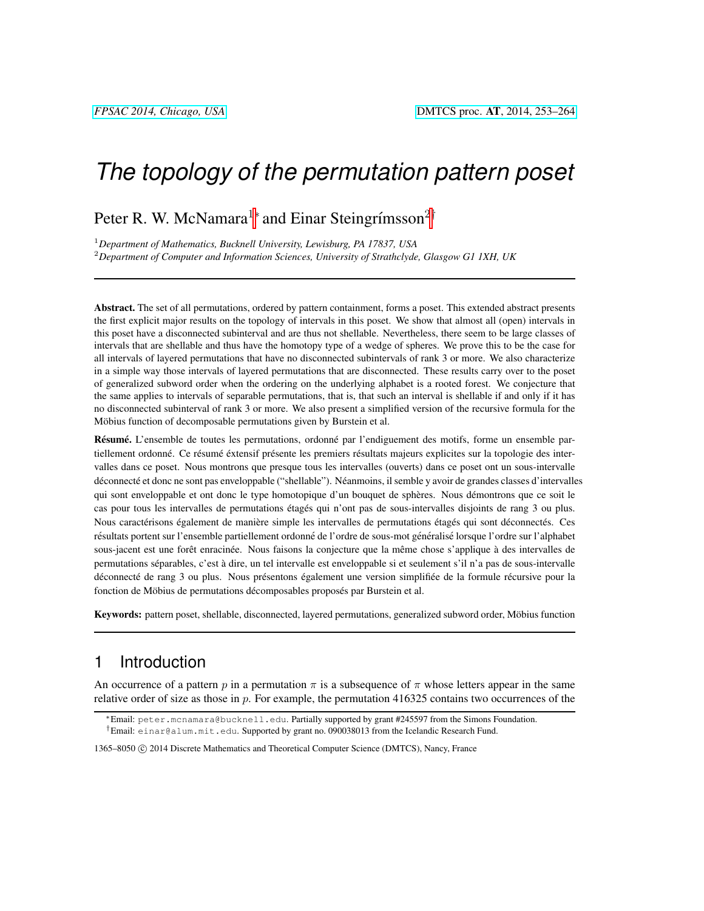# *The topology of the permutation pattern poset*

Peter R. W. McNamara[1]* and Einar Steingrímsson[2]†

[1] *Department of Mathematics, Bucknell University, Lewisburg, PA 17837, USA*

[2] *Department of Computer and Information Sciences, University of Strathclyde, Glasgow G1 1XH, UK*

---

**Abstract.** The set of all permutations, ordered by pattern containment, forms a poset. This extended abstract presents the first explicit major results on the topology of intervals in this poset. We show that almost all (open) intervals in this poset have a disconnected subinterval and are thus not shellable. Nevertheless, there seem to be large classes of intervals that are shellable and thus have the homotopy type of a wedge of spheres. We prove this to be the case for all intervals of layered permutations that have no disconnected subintervals of rank 3 or more. We also characterize in a simple way those intervals of layered permutations that are disconnected. These results carry over to the poset of generalized subword order when the ordering on the underlying alphabet is a rooted forest. We conjecture that the same applies to intervals of separable permutations, that is, that such an interval is shellable if and only if it has no disconnected subinterval of rank 3 or more. We also present a simplified version of the recursive formula for the Möbius function of decomposable permutations given by Burstein et al.

**Résumé.** L'ensemble de toutes les permutations, ordonné par l'endiguement des motifs, forme un ensemble partiellement ordonné. Ce résumé éxtensif présente les premiers résultats majeurs explicites sur la topologie des intervalles dans ce poset. Nous montrons que presque tous les intervalles (ouverts) dans ce poset ont un sous-intervalle déconnecté et donc ne sont pas enveloppable ("shellable"). Néanmoins, il semble y avoir de grandes classes d'intervalles qui sont enveloppable et ont donc le type homotopique d'un bouquet de sphères. Nous démontrons que ce soit le cas pour tous les intervalles de permutations étagés qui n'ont pas de sous-intervalles disjoints de rang 3 ou plus. Nous caractérisons également de manière simple les intervalles de permutations étagés qui sont déconnectés. Ces résultats portent sur l'ensemble partiellement ordonné de l'ordre de sous-mot généralisé lorsque l'ordre sur l'alphabet sous-jacent est une forêt enracinée. Nous faisons la conjecture que la même chose s'applique à des intervalles de permutations séparables, c'est à dire, un tel intervalle est enveloppable si et seulement s'il n'a pas de sous-intervalle déconnecté de rang 3 ou plus. Nous présentons également une version simplifiée de la formule récursive pour la fonction de Möbius de permutations décomposables proposés par Burstein et al.

**Keywords:** pattern poset, shellable, disconnected, layered permutations, generalized subword order, Möbius function

---

## 1 Introduction

An occurrence of a pattern $p$ in a permutation $\pi$ is a subsequence of $\pi$ whose letters appear in the same relative order of size as those in $p$. For example, the permutation 416325 contains two occurrences of the

*Email: peter.mcnamara@bucknell.edu. Partially supported by grant #245597 from the Simons Foundation.

†Email: einar@alum.mit.edu. Supported by grant no. 090038013 from the Icelandic Research Fund.

1365–8050 © 2014 Discrete Mathematics and Theoretical Computer Science (DMTCS), Nancy, France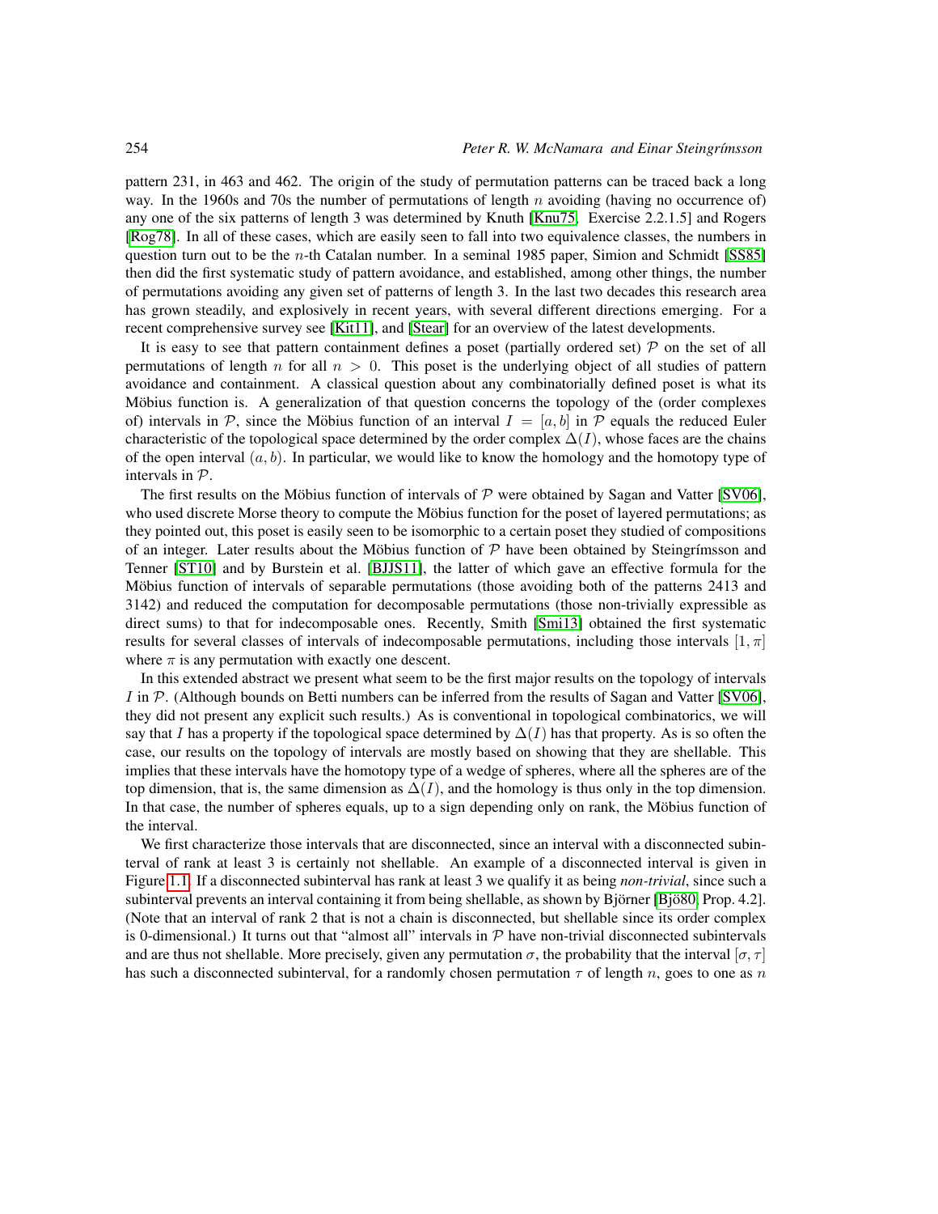pattern 231, in 463 and 462. The origin of the study of permutation patterns can be traced back a long way. In the 1960s and 70s the number of permutations of length $n$ avoiding (having no occurrence of) any one of the six patterns of length 3 was determined by Knuth [Knu75, Exercise 2.2.1.5] and Rogers [Rog78]. In all of these cases, which are easily seen to fall into two equivalence classes, the numbers in question turn out to be the $n$-th Catalan number. In a seminal 1985 paper, Simion and Schmidt [SS85] then did the first systematic study of pattern avoidance, and established, among other things, the number of permutations avoiding any given set of patterns of length 3. In the last two decades this research area has grown steadily, and explosively in recent years, with several different directions emerging. For a recent comprehensive survey see [Kit11], and [Stear] for an overview of the latest developments.

It is easy to see that pattern containment defines a poset (partially ordered set) $\mathcal{P}$ on the set of all permutations of length $n$ for all $n > 0$. This poset is the underlying object of all studies of pattern avoidance and containment. A classical question about any combinatorially defined poset is what its Möbius function is. A generalization of that question concerns the topology of the (order complexes of) intervals in $\mathcal{P}$, since the Möbius function of an interval $I = [a, b]$ in $\mathcal{P}$ equals the reduced Euler characteristic of the topological space determined by the order complex $\Delta(I)$, whose faces are the chains of the open interval $(a, b)$. In particular, we would like to know the homology and the homotopy type of intervals in $\mathcal{P}$.

The first results on the Möbius function of intervals of $\mathcal{P}$ were obtained by Sagan and Vatter [SV06], who used discrete Morse theory to compute the Möbius function for the poset of layered permutations; as they pointed out, this poset is easily seen to be isomorphic to a certain poset they studied of compositions of an integer. Later results about the Möbius function of $\mathcal{P}$ have been obtained by Steingrímsson and Tenner [ST10] and by Burstein et al. [BJJS11], the latter of which gave an effective formula for the Möbius function of intervals of separable permutations (those avoiding both of the patterns 2413 and 3142) and reduced the computation for decomposable permutations (those non-trivially expressible as direct sums) to that for indecomposable ones. Recently, Smith [Smi13] obtained the first systematic results for several classes of intervals of indecomposable permutations, including those intervals $[1, \pi]$ where $\pi$ is any permutation with exactly one descent.

In this extended abstract we present what seem to be the first major results on the topology of intervals $I$ in $\mathcal{P}$. (Although bounds on Betti numbers can be inferred from the results of Sagan and Vatter [SV06], they did not present any explicit such results.) As is conventional in topological combinatorics, we will say that $I$ has a property if the topological space determined by $\Delta(I)$ has that property. As is so often the case, our results on the topology of intervals are mostly based on showing that they are shellable. This implies that these intervals have the homotopy type of a wedge of spheres, where all the spheres are of the top dimension, that is, the same dimension as $\Delta(I)$, and the homology is thus only in the top dimension. In that case, the number of spheres equals, up to a sign depending only on rank, the Möbius function of the interval.

We first characterize those intervals that are disconnected, since an interval with a disconnected subinterval of rank at least 3 is certainly not shellable. An example of a disconnected interval is given in Figure 1.1. If a disconnected subinterval has rank at least 3 we qualify it as being *non-trivial*, since such a subinterval prevents an interval containing it from being shellable, as shown by Björner [Bjö80, Prop. 4.2]. (Note that an interval of rank 2 that is not a chain is disconnected, but shellable since its order complex is 0-dimensional.) It turns out that "almost all" intervals in $\mathcal{P}$ have non-trivial disconnected subintervals and are thus not shellable. More precisely, given any permutation $\sigma$, the probability that the interval $[\sigma, \tau]$ has such a disconnected subinterval, for a randomly chosen permutation $\tau$ of length $n$, goes to one as $n$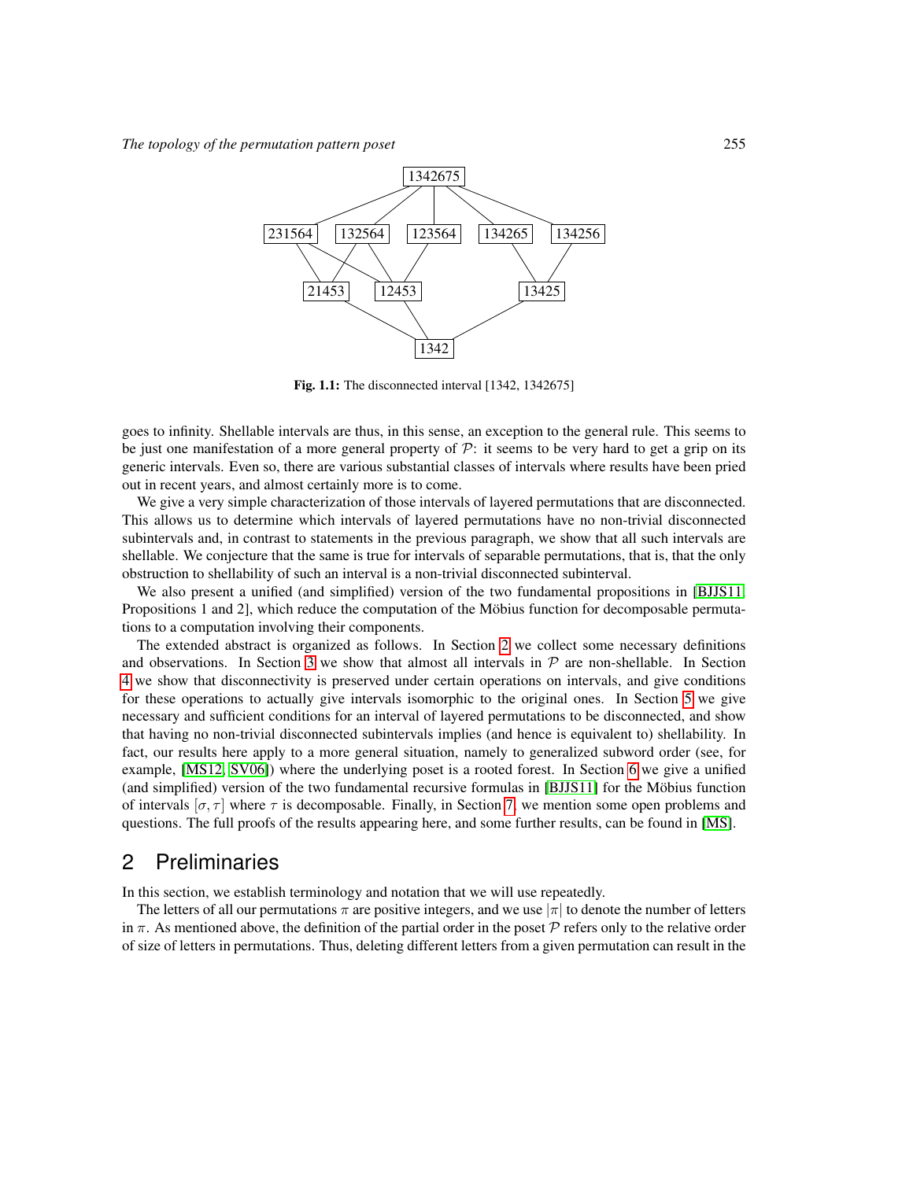Fig. 1.1: The disconnected interval [1342, 1342675]

goes to infinity. Shellable intervals are thus, in this sense, an exception to the general rule. This seems to be just one manifestation of a more general property of $\mathcal{P}$: it seems to be very hard to get a grip on its generic intervals. Even so, there are various substantial classes of intervals where results have been pried out in recent years, and almost certainly more is to come.

We give a very simple characterization of those intervals of layered permutations that are disconnected. This allows us to determine which intervals of layered permutations have no non-trivial disconnected subintervals and, in contrast to statements in the previous paragraph, we show that all such intervals are shellable. We conjecture that the same is true for intervals of separable permutations, that is, that the only obstruction to shellability of such an interval is a non-trivial disconnected subinterval.

We also present a unified (and simplified) version of the two fundamental propositions in [BJJS11, Propositions 1 and 2], which reduce the computation of the Möbius function for decomposable permutations to a computation involving their components.

The extended abstract is organized as follows. In Section 2 we collect some necessary definitions and observations. In Section 3 we show that almost all intervals in $\mathcal{P}$ are non-shellable. In Section 4 we show that disconnectivity is preserved under certain operations on intervals, and give conditions for these operations to actually give intervals isomorphic to the original ones. In Section 5 we give necessary and sufficient conditions for an interval of layered permutations to be disconnected, and show that having no non-trivial disconnected subintervals implies (and hence is equivalent to) shellability. In fact, our results here apply to a more general situation, namely to generalized subword order (see, for example, [MS12, SV06]) where the underlying poset is a rooted forest. In Section 6 we give a unified (and simplified) version of the two fundamental recursive formulas in [BJJS11] for the Möbius function of intervals $[\sigma, \tau]$ where $\tau$ is decomposable. Finally, in Section 7, we mention some open problems and questions. The full proofs of the results appearing here, and some further results, can be found in [MS].

## 2 Preliminaries

In this section, we establish terminology and notation that we will use repeatedly.

The letters of all our permutations $\pi$ are positive integers, and we use $|\pi|$ to denote the number of letters in $\pi$. As mentioned above, the definition of the partial order in the poset $\mathcal{P}$ refers only to the relative order of size of letters in permutations. Thus, deleting different letters from a given permutation can result in the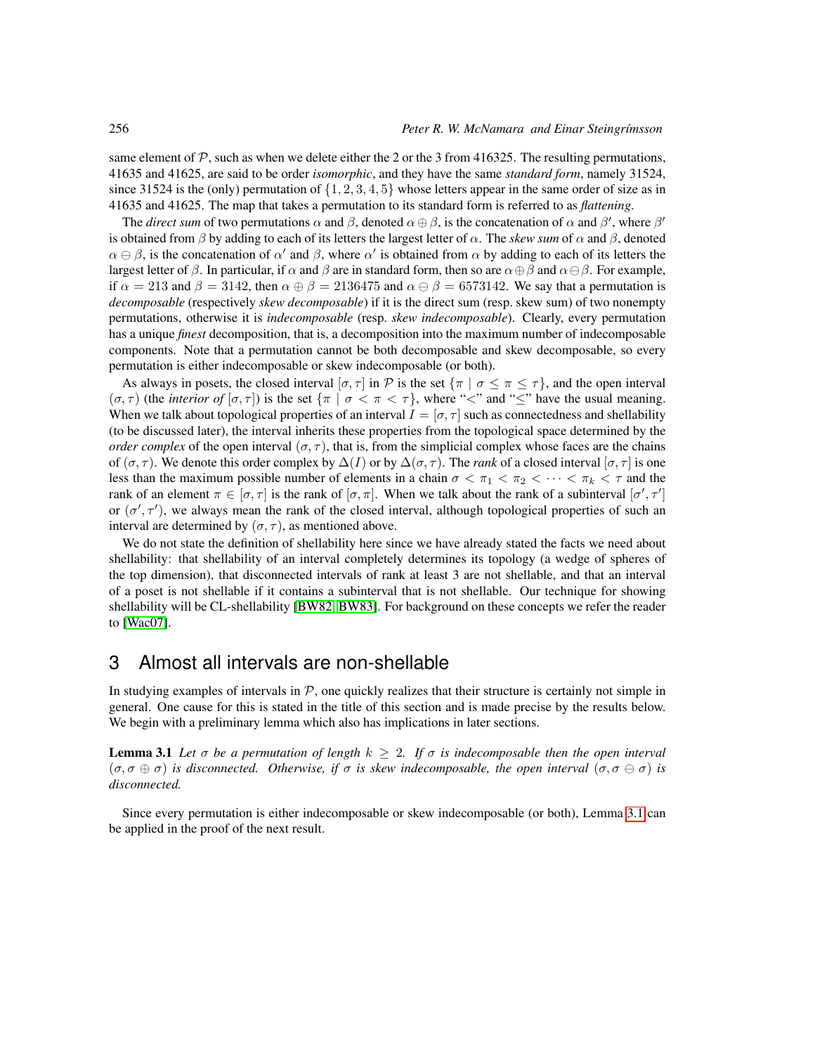same element of $\mathcal{P}$, such as when we delete either the 2 or the 3 from 416325. The resulting permutations, 41635 and 41625, are said to be order *isomorphic*, and they have the same *standard form*, namely 31524, since 31524 is the (only) permutation of $\{1, 2, 3, 4, 5\}$ whose letters appear in the same order of size as in 41635 and 41625. The map that takes a permutation to its standard form is referred to as *flattening*.

The *direct sum* of two permutations $\alpha$ and $\beta$, denoted $\alpha \oplus \beta$, is the concatenation of $\alpha$ and $\beta'$, where $\beta'$ is obtained from $\beta$ by adding to each of its letters the largest letter of $\alpha$. The *skew sum* of $\alpha$ and $\beta$, denoted $\alpha \ominus \beta$, is the concatenation of $\alpha'$ and $\beta$, where $\alpha'$ is obtained from $\alpha$ by adding to each of its letters the largest letter of $\beta$. In particular, if $\alpha$ and $\beta$ are in standard form, then so are $\alpha \oplus \beta$ and $\alpha \ominus \beta$. For example, if $\alpha = 213$ and $\beta = 3142$, then $\alpha \oplus \beta = 2136475$ and $\alpha \ominus \beta = 6573142$. We say that a permutation is *decomposable* (respectively *skew decomposable*) if it is the direct sum (resp. skew sum) of two nonempty permutations, otherwise it is *indecomposable* (resp. *skew indecomposable*). Clearly, every permutation has a unique *finest* decomposition, that is, a decomposition into the maximum number of indecomposable components. Note that a permutation cannot be both decomposable and skew decomposable, so every permutation is either indecomposable or skew indecomposable (or both).

As always in posets, the closed interval $[\sigma, \tau]$ in $\mathcal{P}$ is the set $\{\pi \mid \sigma \leq \pi \leq \tau\}$, and the open interval $(\sigma, \tau)$ (the *interior of* $[\sigma, \tau]$) is the set $\{\pi \mid \sigma < \pi < \tau\}$, where "$<$" and "$\leq$" have the usual meaning. When we talk about topological properties of an interval $I = [\sigma, \tau]$ such as connectedness and shellability (to be discussed later), the interval inherits these properties from the topological space determined by the *order complex* of the open interval $(\sigma, \tau)$, that is, from the simplicial complex whose faces are the chains of $(\sigma, \tau)$. We denote this order complex by $\Delta(I)$ or by $\Delta(\sigma, \tau)$. The *rank* of a closed interval $[\sigma, \tau]$ is one less than the maximum possible number of elements in a chain $\sigma < \pi_1 < \pi_2 < \cdots < \pi_k < \tau$ and the rank of an element $\pi \in [\sigma, \tau]$ is the rank of $[\sigma, \pi]$. When we talk about the rank of a subinterval $[\sigma', \tau']$ or $(\sigma', \tau')$, we always mean the rank of the closed interval, although topological properties of such an interval are determined by $(\sigma, \tau)$, as mentioned above.

We do not state the definition of shellability here since we have already stated the facts we need about shellability: that shellability of an interval completely determines its topology (a wedge of spheres of the top dimension), that disconnected intervals of rank at least 3 are not shellable, and that an interval of a poset is not shellable if it contains a subinterval that is not shellable. Our technique for showing shellability will be CL-shellability [BW82, BW83]. For background on these concepts we refer the reader to [Wac07].

# 3 Almost all intervals are non-shellable

In studying examples of intervals in $\mathcal{P}$, one quickly realizes that their structure is certainly not simple in general. One cause for this is stated in the title of this section and is made precise by the results below. We begin with a preliminary lemma which also has implications in later sections.

**Lemma 3.1** *Let $\sigma$ be a permutation of length $k \geq 2$. If $\sigma$ is indecomposable then the open interval $(\sigma, \sigma \oplus \sigma)$ is disconnected. Otherwise, if $\sigma$ is skew indecomposable, the open interval $(\sigma, \sigma \ominus \sigma)$ is disconnected.*

Since every permutation is either indecomposable or skew indecomposable (or both), Lemma 3.1 can be applied in the proof of the next result.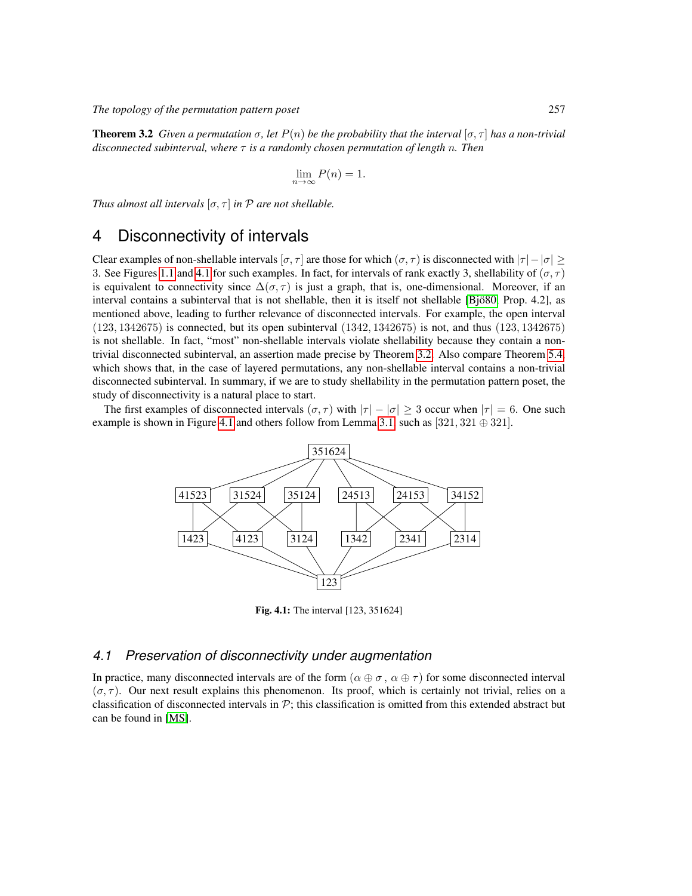**Theorem 3.2** *Given a permutation $\sigma$, let $P(n)$ be the probability that the interval $[\sigma, \tau]$ has a non-trivial disconnected subinterval, where $\tau$ is a randomly chosen permutation of length $n$. Then*

$$\lim_{n\to\infty} P(n) = 1.$$

*Thus almost all intervals $[\sigma, \tau]$ in $\mathcal{P}$ are not shellable.*

# 4 Disconnectivity of intervals

Clear examples of non-shellable intervals $[\sigma, \tau]$ are those for which $(\sigma, \tau)$ is disconnected with $|\tau| - |\sigma| \geq 3$. See Figures 1.1 and 4.1 for such examples. In fact, for intervals of rank exactly 3, shellability of $(\sigma, \tau)$ is equivalent to connectivity since $\Delta(\sigma, \tau)$ is just a graph, that is, one-dimensional. Moreover, if an interval contains a subinterval that is not shellable, then it is itself not shellable [Bjö80, Prop. 4.2], as mentioned above, leading to further relevance of disconnected intervals. For example, the open interval $(123, 1342675)$ is connected, but its open subinterval $(1342, 1342675)$ is not, and thus $(123, 1342675)$ is not shellable. In fact, "most" non-shellable intervals violate shellability because they contain a non-trivial disconnected subinterval, an assertion made precise by Theorem 3.2. Also compare Theorem 5.4 which shows that, in the case of layered permutations, any non-shellable interval contains a non-trivial disconnected subinterval. In summary, if we are to study shellability in the permutation pattern poset, the study of disconnectivity is a natural place to start.

The first examples of disconnected intervals $(\sigma, \tau)$ with $|\tau| - |\sigma| \geq 3$ occur when $|\tau| = 6$. One such example is shown in Figure 4.1 and others follow from Lemma 3.1, such as $[321, 321 \oplus 321]$.

**Fig. 4.1:** The interval [123, 351624]

## 4.1 Preservation of disconnectivity under augmentation

In practice, many disconnected intervals are of the form $(\alpha \oplus \sigma\, ,\, \alpha \oplus \tau)$ for some disconnected interval $(\sigma, \tau)$. Our next result explains this phenomenon. Its proof, which is certainly not trivial, relies on a classification of disconnected intervals in $\mathcal{P}$; this classification is omitted from this extended abstract but can be found in [MS].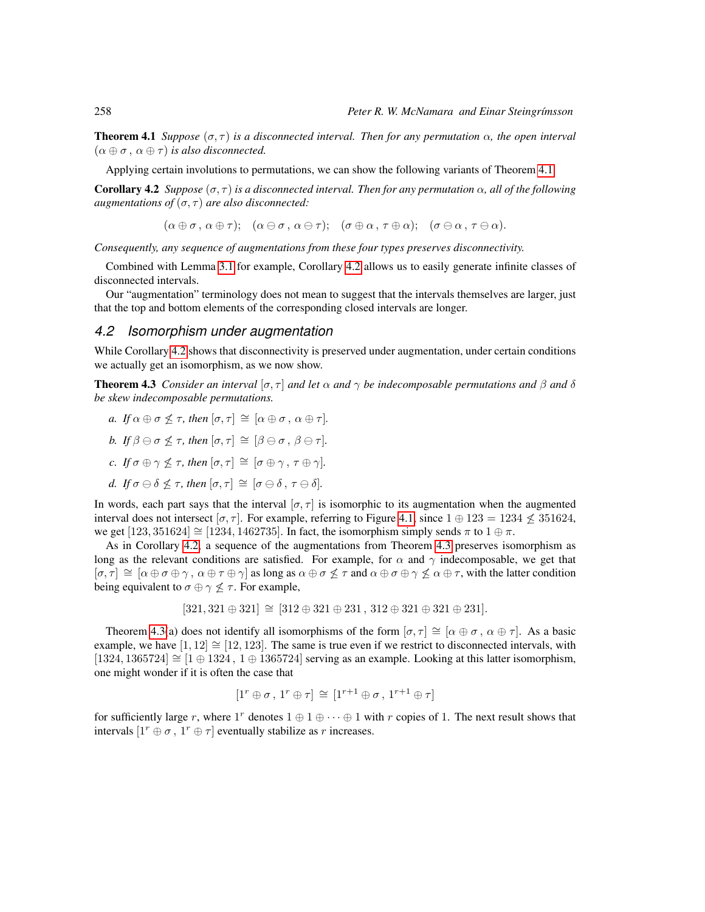**Theorem 4.1** *Suppose $(\sigma, \tau)$ is a disconnected interval. Then for any permutation $\alpha$, the open interval $(\alpha \oplus \sigma\,,\, \alpha \oplus \tau)$ is also disconnected.*

Applying certain involutions to permutations, we can show the following variants of Theorem 4.1.

**Corollary 4.2** *Suppose $(\sigma, \tau)$ is a disconnected interval. Then for any permutation $\alpha$, all of the following augmentations of $(\sigma, \tau)$ are also disconnected:*

$$(\alpha \oplus \sigma\,,\, \alpha \oplus \tau); \quad (\alpha \ominus \sigma\,,\, \alpha \ominus \tau); \quad (\sigma \oplus \alpha\,,\, \tau \oplus \alpha); \quad (\sigma \ominus \alpha\,,\, \tau \ominus \alpha).$$

*Consequently, any sequence of augmentations from these four types preserves disconnectivity.*

Combined with Lemma 3.1 for example, Corollary 4.2 allows us to easily generate infinite classes of disconnected intervals.

Our "augmentation" terminology does not mean to suggest that the intervals themselves are larger, just that the top and bottom elements of the corresponding closed intervals are longer.

## 4.2 Isomorphism under augmentation

While Corollary 4.2 shows that disconnectivity is preserved under augmentation, under certain conditions we actually get an isomorphism, as we now show.

**Theorem 4.3** *Consider an interval $[\sigma, \tau]$ and let $\alpha$ and $\gamma$ be indecomposable permutations and $\beta$ and $\delta$ be skew indecomposable permutations.*

*a. If $\alpha \oplus \sigma \not\leq \tau$, then $[\sigma, \tau] \cong [\alpha \oplus \sigma\,,\, \alpha \oplus \tau]$.*

*b. If $\beta \ominus \sigma \not\leq \tau$, then $[\sigma, \tau] \cong [\beta \ominus \sigma\,,\, \beta \ominus \tau]$.*

*c. If $\sigma \oplus \gamma \not\leq \tau$, then $[\sigma, \tau] \cong [\sigma \oplus \gamma\,,\, \tau \oplus \gamma]$.*

*d. If $\sigma \ominus \delta \not\leq \tau$, then $[\sigma, \tau] \cong [\sigma \ominus \delta\,,\, \tau \ominus \delta]$.*

In words, each part says that the interval $[\sigma, \tau]$ is isomorphic to its augmentation when the augmented interval does not intersect $[\sigma, \tau]$. For example, referring to Figure 4.1, since $1 \oplus 123 = 1234 \not\leq 351624$, we get $[123, 351624] \cong [1234, 1462735]$. In fact, the isomorphism simply sends $\pi$ to $1 \oplus \pi$.

As in Corollary 4.2, a sequence of the augmentations from Theorem 4.3 preserves isomorphism as long as the relevant conditions are satisfied. For example, for $\alpha$ and $\gamma$ indecomposable, we get that $[\sigma, \tau] \cong [\alpha \oplus \sigma \oplus \gamma\,,\, \alpha \oplus \tau \oplus \gamma]$ as long as $\alpha \oplus \sigma \not\leq \tau$ and $\alpha \oplus \sigma \oplus \gamma \not\leq \alpha \oplus \tau$, with the latter condition being equivalent to $\sigma \oplus \gamma \not\leq \tau$. For example,

$$[321, 321 \oplus 321] \cong [312 \oplus 321 \oplus 231\,,\, 312 \oplus 321 \oplus 321 \oplus 231].$$

Theorem 4.3(a) does not identify all isomorphisms of the form $[\sigma, \tau] \cong [\alpha \oplus \sigma\,,\, \alpha \oplus \tau]$. As a basic example, we have $[1, 12] \cong [12, 123]$. The same is true even if we restrict to disconnected intervals, with $[1324, 1365724] \cong [1 \oplus 1324\,,\, 1 \oplus 1365724]$ serving as an example. Looking at this latter isomorphism, one might wonder if it is often the case that

$$[1^r \oplus \sigma\,,\, 1^r \oplus \tau] \cong [1^{r+1} \oplus \sigma\,,\, 1^{r+1} \oplus \tau]$$

for sufficiently large $r$, where $1^r$ denotes $1 \oplus 1 \oplus \cdots \oplus 1$ with $r$ copies of 1. The next result shows that intervals $[1^r \oplus \sigma\,,\, 1^r \oplus \tau]$ eventually stabilize as $r$ increases.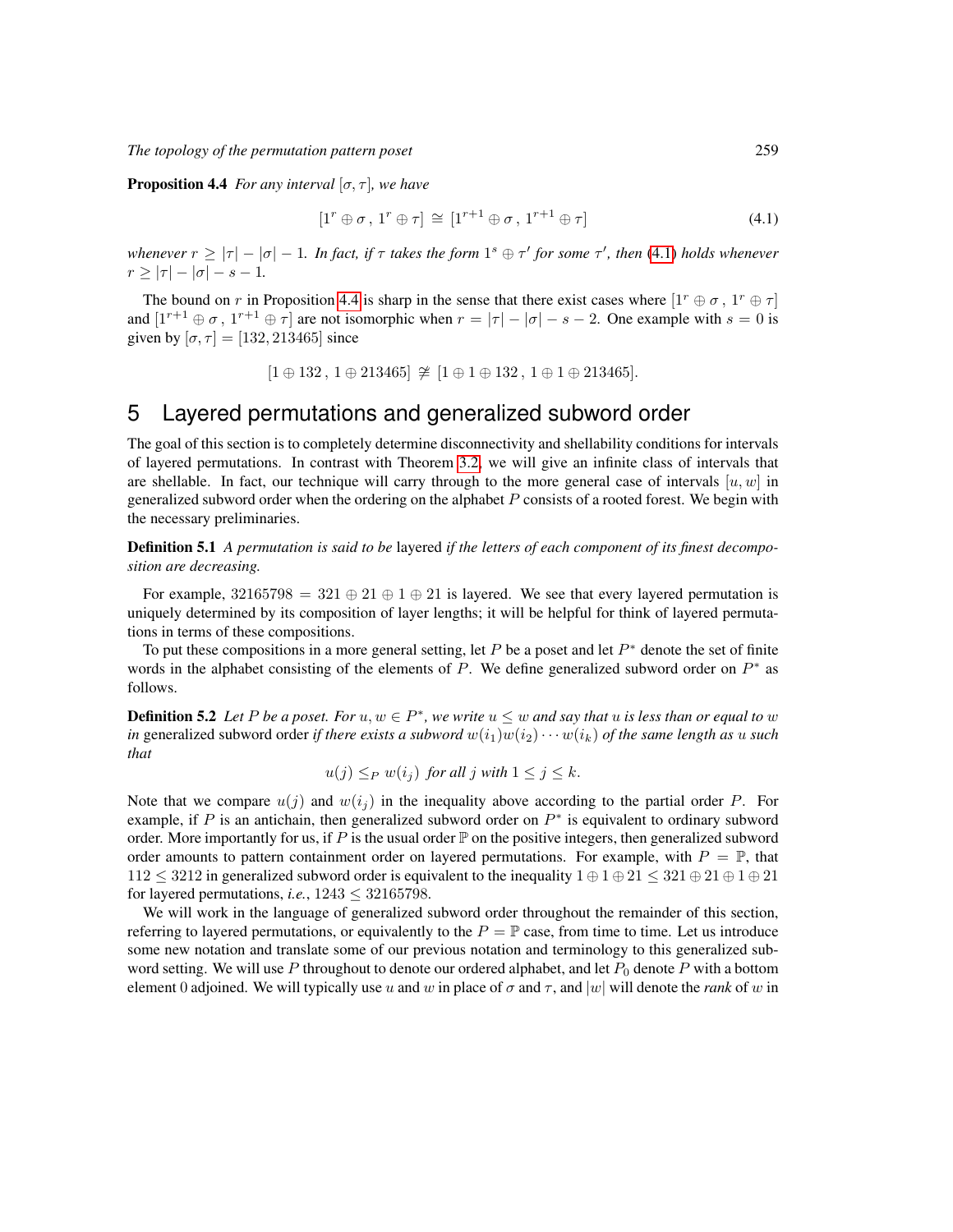**Proposition 4.4** *For any interval $[\sigma, \tau]$, we have*

$$[1^r \oplus \sigma\,,\; 1^r \oplus \tau] \;\cong\; [1^{r+1} \oplus \sigma\,,\; 1^{r+1} \oplus \tau] \tag{4.1}$$

*whenever $r \geq |\tau| - |\sigma| - 1$. In fact, if $\tau$ takes the form $1^s \oplus \tau'$ for some $\tau'$, then (4.1) holds whenever $r \geq |\tau| - |\sigma| - s - 1$.*

The bound on $r$ in Proposition 4.4 is sharp in the sense that there exist cases where $[1^r \oplus \sigma\,,\; 1^r \oplus \tau]$ and $[1^{r+1} \oplus \sigma\,,\; 1^{r+1} \oplus \tau]$ are not isomorphic when $r = |\tau| - |\sigma| - s - 2$. One example with $s = 0$ is given by $[\sigma, \tau] = [132, 213465]$ since

$$[1 \oplus 132\,,\; 1 \oplus 213465] \not\cong [1 \oplus 1 \oplus 132\,,\; 1 \oplus 1 \oplus 213465].$$

# 5 Layered permutations and generalized subword order

The goal of this section is to completely determine disconnectivity and shellability conditions for intervals of layered permutations. In contrast with Theorem 3.2, we will give an infinite class of intervals that are shellable. In fact, our technique will carry through to the more general case of intervals $[u, w]$ in generalized subword order when the ordering on the alphabet $P$ consists of a rooted forest. We begin with the necessary preliminaries.

**Definition 5.1** *A permutation is said to be* layered *if the letters of each component of its finest decomposition are decreasing.*

For example, $32165798 = 321 \oplus 21 \oplus 1 \oplus 21$ is layered. We see that every layered permutation is uniquely determined by its composition of layer lengths; it will be helpful for think of layered permutations in terms of these compositions.

To put these compositions in a more general setting, let $P$ be a poset and let $P^*$ denote the set of finite words in the alphabet consisting of the elements of $P$. We define generalized subword order on $P^*$ as follows.

**Definition 5.2** *Let $P$ be a poset. For $u, w \in P^*$, we write $u \leq w$ and say that $u$ is less than or equal to $w$ in* generalized subword order *if there exists a subword $w(i_1)w(i_2)\cdots w(i_k)$ of the same length as $u$ such that*

$$u(j) \leq_P w(i_j) \text{ for all } j \text{ with } 1 \leq j \leq k.$$

Note that we compare $u(j)$ and $w(i_j)$ in the inequality above according to the partial order $P$. For example, if $P$ is an antichain, then generalized subword order on $P^*$ is equivalent to ordinary subword order. More importantly for us, if $P$ is the usual order $\mathbb{P}$ on the positive integers, then generalized subword order amounts to pattern containment order on layered permutations. For example, with $P = \mathbb{P}$, that $112 \leq 3212$ in generalized subword order is equivalent to the inequality $1 \oplus 1 \oplus 21 \leq 321 \oplus 21 \oplus 1 \oplus 21$ for layered permutations, *i.e.*, $1243 \leq 32165798$.

We will work in the language of generalized subword order throughout the remainder of this section, referring to layered permutations, or equivalently to the $P = \mathbb{P}$ case, from time to time. Let us introduce some new notation and translate some of our previous notation and terminology to this generalized subword setting. We will use $P$ throughout to denote our ordered alphabet, and let $P_0$ denote $P$ with a bottom element $0$ adjoined. We will typically use $u$ and $w$ in place of $\sigma$ and $\tau$, and $|w|$ will denote the *rank* of $w$ in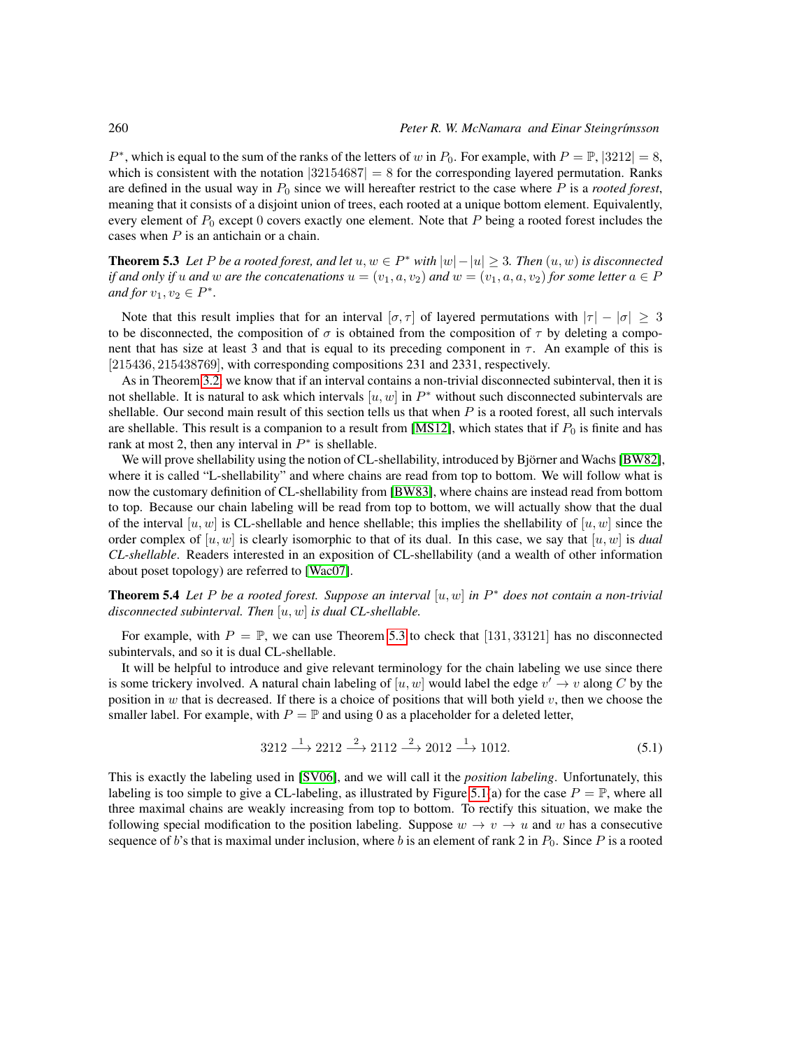$P^*$, which is equal to the sum of the ranks of the letters of $w$ in $P_0$. For example, with $P = \mathbb{P}$, $|3212| = 8$, which is consistent with the notation $|32154687| = 8$ for the corresponding layered permutation. Ranks are defined in the usual way in $P_0$ since we will hereafter restrict to the case where $P$ is a *rooted forest*, meaning that it consists of a disjoint union of trees, each rooted at a unique bottom element. Equivalently, every element of $P_0$ except 0 covers exactly one element. Note that $P$ being a rooted forest includes the cases when $P$ is an antichain or a chain.

**Theorem 5.3** *Let $P$ be a rooted forest, and let $u, w \in P^*$ with $|w| - |u| \geq 3$. Then $(u, w)$ is disconnected if and only if $u$ and $w$ are the concatenations $u = (v_1, a, v_2)$ and $w = (v_1, a, a, v_2)$ for some letter $a \in P$ and for $v_1, v_2 \in P^*$.*

Note that this result implies that for an interval $[\sigma, \tau]$ of layered permutations with $|\tau| - |\sigma| \geq 3$ to be disconnected, the composition of $\sigma$ is obtained from the composition of $\tau$ by deleting a component that has size at least 3 and that is equal to its preceding component in $\tau$. An example of this is $[215436, 215438769]$, with corresponding compositions 231 and 2331, respectively.

As in Theorem 3.2, we know that if an interval contains a non-trivial disconnected subinterval, then it is not shellable. It is natural to ask which intervals $[u, w]$ in $P^*$ without such disconnected subintervals are shellable. Our second main result of this section tells us that when $P$ is a rooted forest, all such intervals are shellable. This result is a companion to a result from [MS12], which states that if $P_0$ is finite and has rank at most 2, then any interval in $P^*$ is shellable.

We will prove shellability using the notion of CL-shellability, introduced by Björner and Wachs [BW82], where it is called "L-shellability" and where chains are read from top to bottom. We will follow what is now the customary definition of CL-shellability from [BW83], where chains are instead read from bottom to top. Because our chain labeling will be read from top to bottom, we will actually show that the dual of the interval $[u, w]$ is CL-shellable and hence shellable; this implies the shellability of $[u, w]$ since the order complex of $[u, w]$ is clearly isomorphic to that of its dual. In this case, we say that $[u, w]$ is *dual CL-shellable*. Readers interested in an exposition of CL-shellability (and a wealth of other information about poset topology) are referred to [Wac07].

**Theorem 5.4** *Let $P$ be a rooted forest. Suppose an interval $[u, w]$ in $P^*$ does not contain a non-trivial disconnected subinterval. Then $[u, w]$ is dual CL-shellable.*

For example, with $P = \mathbb{P}$, we can use Theorem 5.3 to check that $[131, 33121]$ has no disconnected subintervals, and so it is dual CL-shellable.

It will be helpful to introduce and give relevant terminology for the chain labeling we use since there is some trickery involved. A natural chain labeling of $[u, w]$ would label the edge $v' \to v$ along $C$ by the position in $w$ that is decreased. If there is a choice of positions that will both yield $v$, then we choose the smaller label. For example, with $P = \mathbb{P}$ and using 0 as a placeholder for a deleted letter,

$$3212 \xrightarrow{1} 2212 \xrightarrow{2} 2112 \xrightarrow{2} 2012 \xrightarrow{1} 1012. \tag{5.1}$$

This is exactly the labeling used in [SV06], and we will call it the *position labeling*. Unfortunately, this labeling is too simple to give a CL-labeling, as illustrated by Figure 5.1(a) for the case $P = \mathbb{P}$, where all three maximal chains are weakly increasing from top to bottom. To rectify this situation, we make the following special modification to the position labeling. Suppose $w \to v \to u$ and $w$ has a consecutive sequence of $b$'s that is maximal under inclusion, where $b$ is an element of rank 2 in $P_0$. Since $P$ is a rooted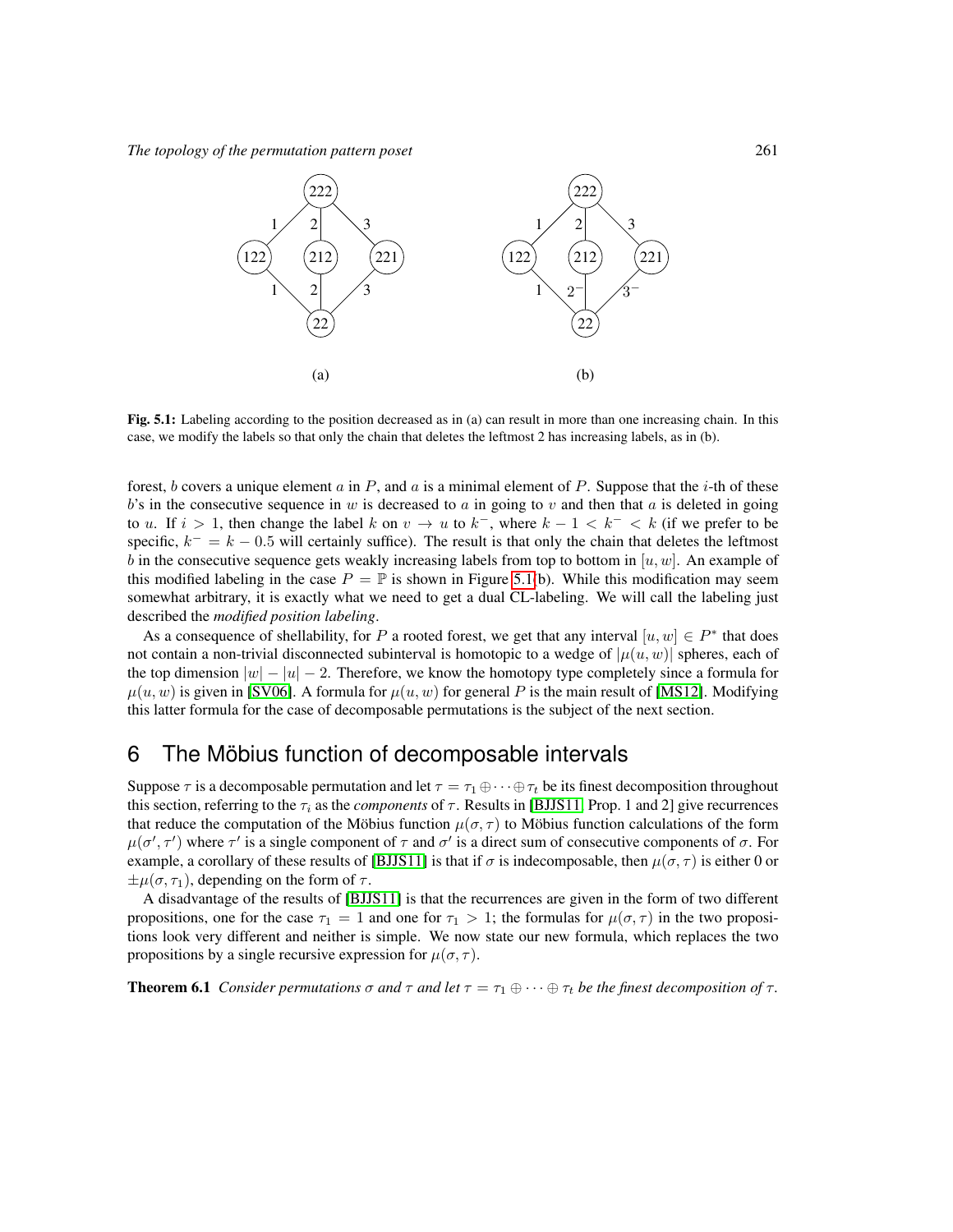Fig. 5.1: Labeling according to the position decreased as in (a) can result in more than one increasing chain. In this case, we modify the labels so that only the chain that deletes the leftmost 2 has increasing labels, as in (b).

forest, $b$ covers a unique element $a$ in $P$, and $a$ is a minimal element of $P$. Suppose that the $i$-th of these $b$'s in the consecutive sequence in $w$ is decreased to $a$ in going to $v$ and then that $a$ is deleted in going to $u$. If $i > 1$, then change the label $k$ on $v \to u$ to $k^-$, where $k-1 < k^- < k$ (if we prefer to be specific, $k^- = k - 0.5$ will certainly suffice). The result is that only the chain that deletes the leftmost $b$ in the consecutive sequence gets weakly increasing labels from top to bottom in $[u, w]$. An example of this modified labeling in the case $P = \mathbb{P}$ is shown in Figure 5.1(b). While this modification may seem somewhat arbitrary, it is exactly what we need to get a dual CL-labeling. We will call the labeling just described the *modified position labeling*.

As a consequence of shellability, for $P$ a rooted forest, we get that any interval $[u, w] \in P^*$ that does not contain a non-trivial disconnected subinterval is homotopic to a wedge of $|\mu(u, w)|$ spheres, each of the top dimension $|w| - |u| - 2$. Therefore, we know the homotopy type completely since a formula for $\mu(u, w)$ is given in [SV06]. A formula for $\mu(u, w)$ for general $P$ is the main result of [MS12]. Modifying this latter formula for the case of decomposable permutations is the subject of the next section.

## 6 The Möbius function of decomposable intervals

Suppose $\tau$ is a decomposable permutation and let $\tau = \tau_1 \oplus \cdots \oplus \tau_t$ be its finest decomposition throughout this section, referring to the $\tau_i$ as the *components* of $\tau$. Results in [BJJS11, Prop. 1 and 2] give recurrences that reduce the computation of the Möbius function $\mu(\sigma, \tau)$ to Möbius function calculations of the form $\mu(\sigma', \tau')$ where $\tau'$ is a single component of $\tau$ and $\sigma'$ is a direct sum of consecutive components of $\sigma$. For example, a corollary of these results of [BJJS11] is that if $\sigma$ is indecomposable, then $\mu(\sigma, \tau)$ is either 0 or $\pm\mu(\sigma, \tau_1)$, depending on the form of $\tau$.

A disadvantage of the results of [BJJS11] is that the recurrences are given in the form of two different propositions, one for the case $\tau_1 = 1$ and one for $\tau_1 > 1$; the formulas for $\mu(\sigma, \tau)$ in the two propositions look very different and neither is simple. We now state our new formula, which replaces the two propositions by a single recursive expression for $\mu(\sigma, \tau)$.

**Theorem 6.1** *Consider permutations $\sigma$ and $\tau$ and let $\tau = \tau_1 \oplus \cdots \oplus \tau_t$ be the finest decomposition of $\tau$.*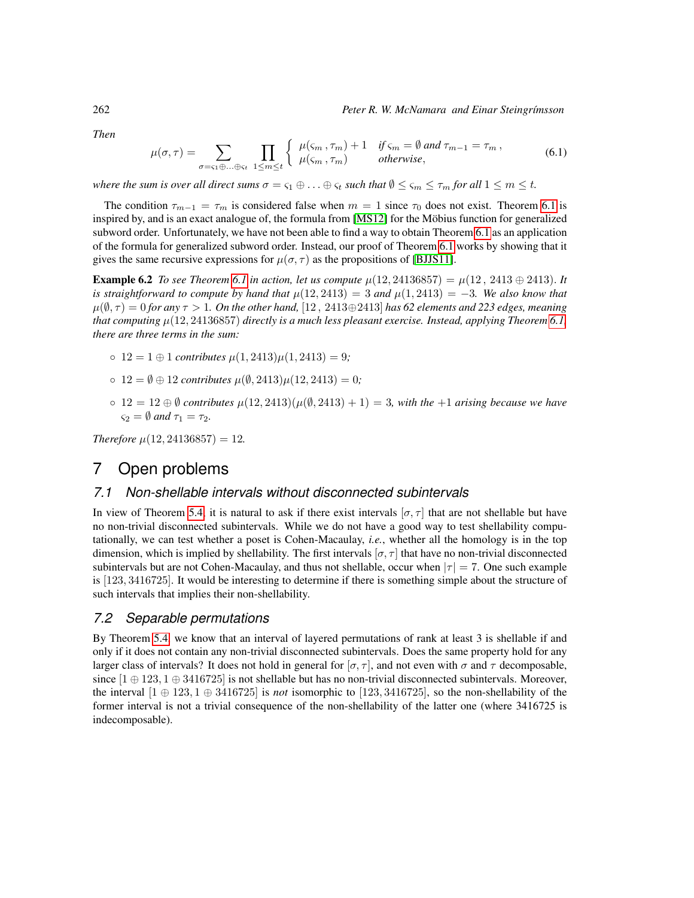*Then*

$$\mu(\sigma,\tau) = \sum_{\sigma=\varsigma_1\oplus\ldots\oplus\varsigma_t} \prod_{1\le m\le t} \begin{cases} \mu(\varsigma_m\,,\tau_m)+1 & \text{if } \varsigma_m=\emptyset \text{ and } \tau_{m-1}=\tau_m\,,\\ \mu(\varsigma_m\,,\tau_m) & \text{otherwise,}\end{cases} \tag{6.1}$$

*where the sum is over all direct sums $\sigma = \varsigma_1 \oplus \ldots \oplus \varsigma_t$ such that $\emptyset \le \varsigma_m \le \tau_m$ for all $1 \le m \le t$.*

The condition $\tau_{m-1} = \tau_m$ is considered false when $m = 1$ since $\tau_0$ does not exist. Theorem 6.1 is inspired by, and is an exact analogue of, the formula from [MS12] for the Möbius function for generalized subword order. Unfortunately, we have not been able to find a way to obtain Theorem 6.1 as an application of the formula for generalized subword order. Instead, our proof of Theorem 6.1 works by showing that it gives the same recursive expressions for $\mu(\sigma,\tau)$ as the propositions of [BJJS11].

**Example 6.2** *To see Theorem 6.1 in action, let us compute $\mu(12, 24136857) = \mu(12\,,\, 2413 \oplus 2413)$. It is straightforward to compute by hand that $\mu(12, 2413) = 3$ and $\mu(1, 2413) = -3$. We also know that $\mu(\emptyset,\tau) = 0$ for any $\tau > 1$. On the other hand, $[12\,,\, 2413{\oplus}2413]$ has 62 elements and 223 edges, meaning that computing $\mu(12, 24136857)$ directly is a much less pleasant exercise. Instead, applying Theorem 6.1, there are three terms in the sum:*

- $12 = 1 \oplus 1$ *contributes* $\mu(1, 2413)\mu(1, 2413) = 9$*;*
- $12 = \emptyset \oplus 12$ *contributes* $\mu(\emptyset, 2413)\mu(12, 2413) = 0$*;*
- $12 = 12 \oplus \emptyset$ *contributes* $\mu(12, 2413)(\mu(\emptyset, 2413) + 1) = 3$*, with the $+1$ arising because we have $\varsigma_2 = \emptyset$ and $\tau_1 = \tau_2$.*

*Therefore $\mu(12, 24136857) = 12$.*

# 7 Open problems

## 7.1 Non-shellable intervals without disconnected subintervals

In view of Theorem 5.4, it is natural to ask if there exist intervals $[\sigma,\tau]$ that are not shellable but have no non-trivial disconnected subintervals. While we do not have a good way to test shellability computationally, we can test whether a poset is Cohen-Macaulay, *i.e.*, whether all the homology is in the top dimension, which is implied by shellability. The first intervals $[\sigma,\tau]$ that have no non-trivial disconnected subintervals but are not Cohen-Macaulay, and thus not shellable, occur when $|\tau| = 7$. One such example is $[123, 3416725]$. It would be interesting to determine if there is something simple about the structure of such intervals that implies their non-shellability.

## 7.2 Separable permutations

By Theorem 5.4, we know that an interval of layered permutations of rank at least 3 is shellable if and only if it does not contain any non-trivial disconnected subintervals. Does the same property hold for any larger class of intervals? It does not hold in general for $[\sigma,\tau]$, and not even with $\sigma$ and $\tau$ decomposable, since $[1 \oplus 123, 1 \oplus 3416725]$ is not shellable but has no non-trivial disconnected subintervals. Moreover, the interval $[1 \oplus 123, 1 \oplus 3416725]$ is *not* isomorphic to $[123, 3416725]$, so the non-shellability of the former interval is not a trivial consequence of the non-shellability of the latter one (where 3416725 is indecomposable).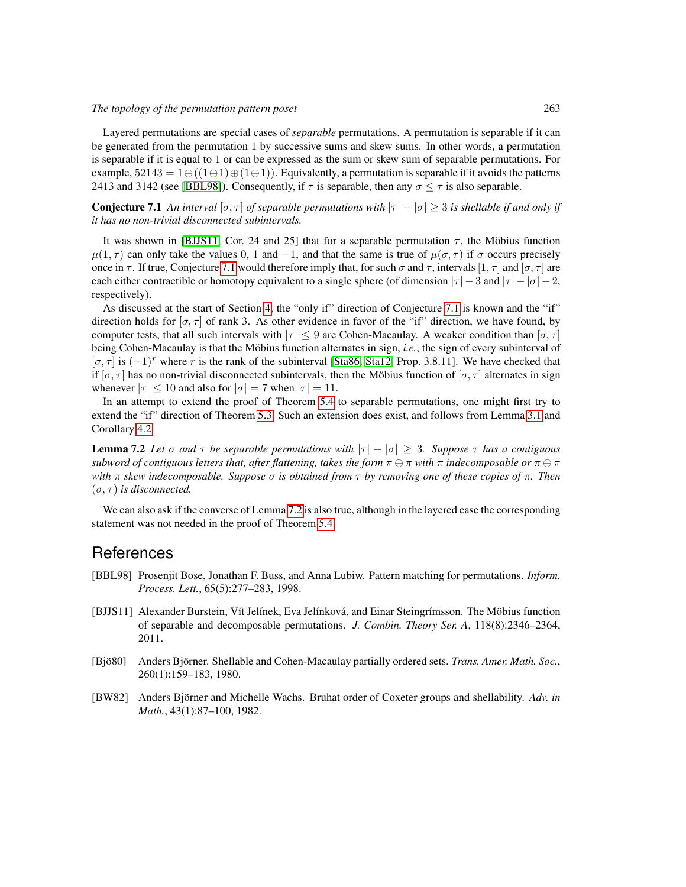Layered permutations are special cases of *separable* permutations. A permutation is separable if it can be generated from the permutation 1 by successive sums and skew sums. In other words, a permutation is separable if it is equal to 1 or can be expressed as the sum or skew sum of separable permutations. For example, $52143 = 1 \ominus ((1 \ominus 1) \oplus (1 \ominus 1))$. Equivalently, a permutation is separable if it avoids the patterns 2413 and 3142 (see [BBL98]). Consequently, if $\tau$ is separable, then any $\sigma \leq \tau$ is also separable.

**Conjecture 7.1** *An interval $[\sigma, \tau]$ of separable permutations with $|\tau| - |\sigma| \geq 3$ is shellable if and only if it has no non-trivial disconnected subintervals.*

It was shown in [BJJS11, Cor. 24 and 25] that for a separable permutation $\tau$, the Möbius function $\mu(1, \tau)$ can only take the values 0, 1 and $-1$, and that the same is true of $\mu(\sigma, \tau)$ if $\sigma$ occurs precisely once in $\tau$. If true, Conjecture 7.1 would therefore imply that, for such $\sigma$ and $\tau$, intervals $[1, \tau]$ and $[\sigma, \tau]$ are each either contractible or homotopy equivalent to a single sphere (of dimension $|\tau| - 3$ and $|\tau| - |\sigma| - 2$, respectively).

As discussed at the start of Section 4, the "only if" direction of Conjecture 7.1 is known and the "if" direction holds for $[\sigma, \tau]$ of rank 3. As other evidence in favor of the "if" direction, we have found, by computer tests, that all such intervals with $|\tau| \leq 9$ are Cohen-Macaulay. A weaker condition than $[\sigma, \tau]$ being Cohen-Macaulay is that the Möbius function alternates in sign, *i.e.*, the sign of every subinterval of $[\sigma, \tau]$ is $(-1)^r$ where $r$ is the rank of the subinterval [Sta86, Sta12, Prop. 3.8.11]. We have checked that if $[\sigma, \tau]$ has no non-trivial disconnected subintervals, then the Möbius function of $[\sigma, \tau]$ alternates in sign whenever $|\tau| \leq 10$ and also for $|\sigma| = 7$ when $|\tau| = 11$.

In an attempt to extend the proof of Theorem 5.4 to separable permutations, one might first try to extend the "if" direction of Theorem 5.3. Such an extension does exist, and follows from Lemma 3.1 and Corollary 4.2.

**Lemma 7.2** *Let $\sigma$ and $\tau$ be separable permutations with $|\tau| - |\sigma| \geq 3$. Suppose $\tau$ has a contiguous subword of contiguous letters that, after flattening, takes the form $\pi \oplus \pi$ with $\pi$ indecomposable or $\pi \ominus \pi$ with $\pi$ skew indecomposable. Suppose $\sigma$ is obtained from $\tau$ by removing one of these copies of $\pi$. Then $(\sigma, \tau)$ is disconnected.*

We can also ask if the converse of Lemma 7.2 is also true, although in the layered case the corresponding statement was not needed in the proof of Theorem 5.4.

# References

[BBL98] Prosenjit Bose, Jonathan F. Buss, and Anna Lubiw. Pattern matching for permutations. *Inform. Process. Lett.*, 65(5):277–283, 1998.

[BJJS11] Alexander Burstein, Vít Jelínek, Eva Jelínková, and Einar Steingrímsson. The Möbius function of separable and decomposable permutations. *J. Combin. Theory Ser. A*, 118(8):2346–2364, 2011.

[Bjö80] Anders Björner. Shellable and Cohen-Macaulay partially ordered sets. *Trans. Amer. Math. Soc.*, 260(1):159–183, 1980.

[BW82] Anders Björner and Michelle Wachs. Bruhat order of Coxeter groups and shellability. *Adv. in Math.*, 43(1):87–100, 1982.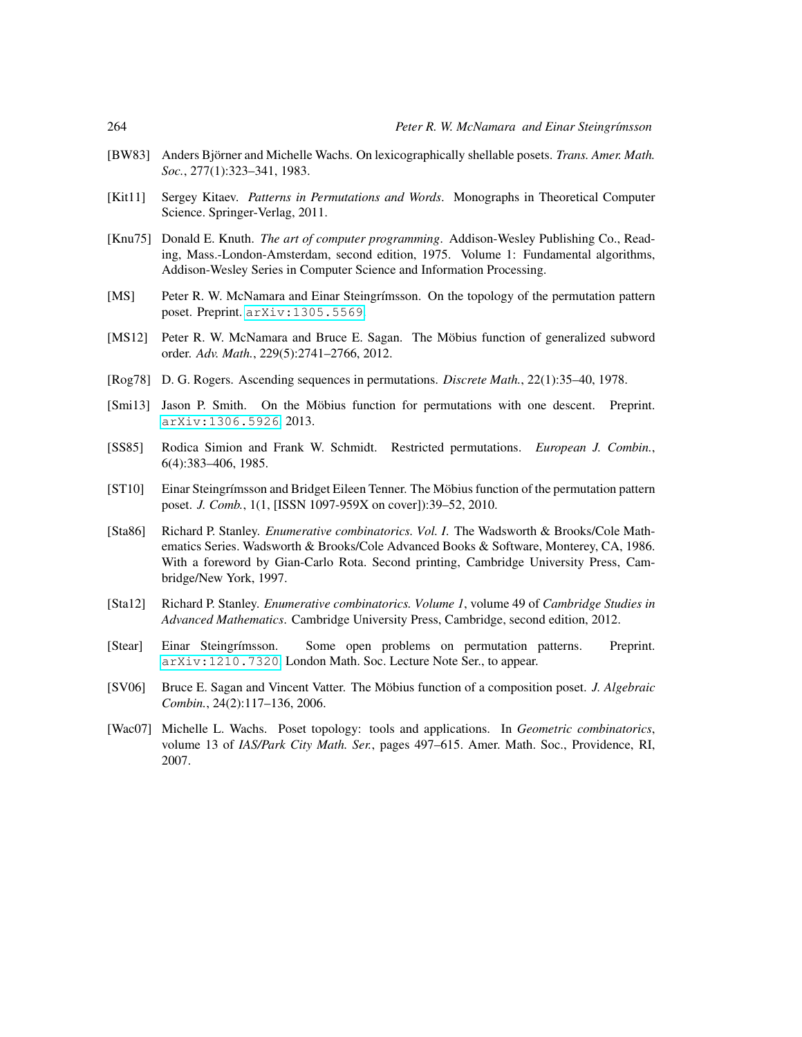[BW83] Anders Björner and Michelle Wachs. On lexicographically shellable posets. *Trans. Amer. Math. Soc.*, 277(1):323–341, 1983.

[Kit11] Sergey Kitaev. *Patterns in Permutations and Words*. Monographs in Theoretical Computer Science. Springer-Verlag, 2011.

[Knu75] Donald E. Knuth. *The art of computer programming*. Addison-Wesley Publishing Co., Reading, Mass.-London-Amsterdam, second edition, 1975. Volume 1: Fundamental algorithms, Addison-Wesley Series in Computer Science and Information Processing.

[MS] Peter R. W. McNamara and Einar Steingrímsson. On the topology of the permutation pattern poset. Preprint. arXiv:1305.5569.

[MS12] Peter R. W. McNamara and Bruce E. Sagan. The Möbius function of generalized subword order. *Adv. Math.*, 229(5):2741–2766, 2012.

[Rog78] D. G. Rogers. Ascending sequences in permutations. *Discrete Math.*, 22(1):35–40, 1978.

[Smi13] Jason P. Smith. On the Möbius function for permutations with one descent. Preprint. arXiv:1306.5926, 2013.

[SS85] Rodica Simion and Frank W. Schmidt. Restricted permutations. *European J. Combin.*, 6(4):383–406, 1985.

[ST10] Einar Steingrímsson and Bridget Eileen Tenner. The Möbius function of the permutation pattern poset. *J. Comb.*, 1(1, [ISSN 1097-959X on cover]):39–52, 2010.

[Sta86] Richard P. Stanley. *Enumerative combinatorics. Vol. I*. The Wadsworth & Brooks/Cole Mathematics Series. Wadsworth & Brooks/Cole Advanced Books & Software, Monterey, CA, 1986. With a foreword by Gian-Carlo Rota. Second printing, Cambridge University Press, Cambridge/New York, 1997.

[Sta12] Richard P. Stanley. *Enumerative combinatorics. Volume 1*, volume 49 of *Cambridge Studies in Advanced Mathematics*. Cambridge University Press, Cambridge, second edition, 2012.

[Stear] Einar Steingrímsson. Some open problems on permutation patterns. Preprint. arXiv:1210.7320, London Math. Soc. Lecture Note Ser., to appear.

[SV06] Bruce E. Sagan and Vincent Vatter. The Möbius function of a composition poset. *J. Algebraic Combin.*, 24(2):117–136, 2006.

[Wac07] Michelle L. Wachs. Poset topology: tools and applications. In *Geometric combinatorics*, volume 13 of *IAS/Park City Math. Ser.*, pages 497–615. Amer. Math. Soc., Providence, RI, 2007.